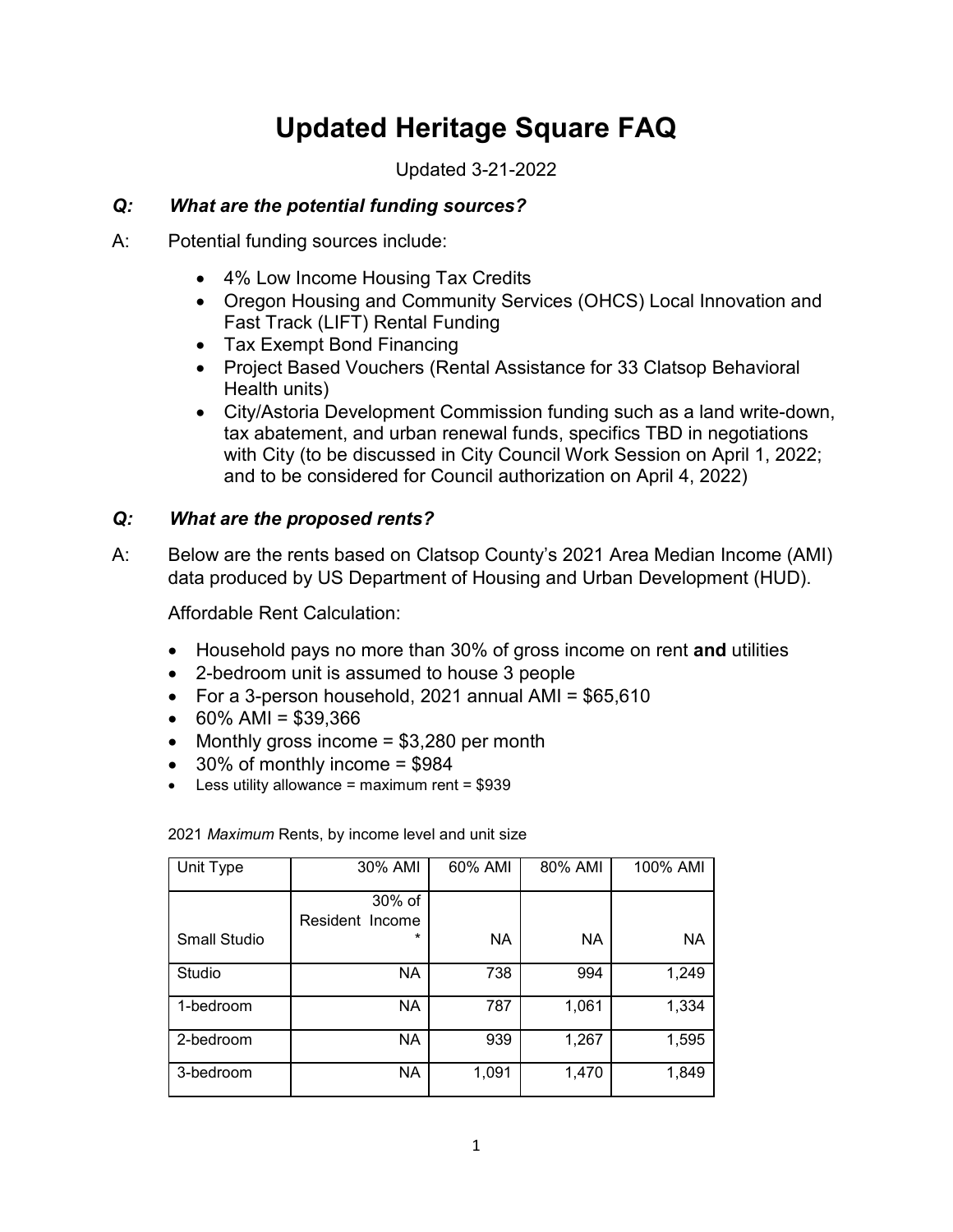# Updated Heritage Square FAQ

Updated 3-21-2022

***Q: What are the potential funding sources?***

A: Potential funding sources include:

- 4% Low Income Housing Tax Credits
- Oregon Housing and Community Services (OHCS) Local Innovation and Fast Track (LIFT) Rental Funding
- Tax Exempt Bond Financing
- Project Based Vouchers (Rental Assistance for 33 Clatsop Behavioral Health units)
- City/Astoria Development Commission funding such as a land write-down, tax abatement, and urban renewal funds, specifics TBD in negotiations with City (to be discussed in City Council Work Session on April 1, 2022; and to be considered for Council authorization on April 4, 2022)

***Q: What are the proposed rents?***

A: Below are the rents based on Clatsop County's 2021 Area Median Income (AMI) data produced by US Department of Housing and Urban Development (HUD).

Affordable Rent Calculation:

- Household pays no more than 30% of gross income on rent **and** utilities
- 2-bedroom unit is assumed to house 3 people
- For a 3-person household, 2021 annual AMI = $65,610
- 60% AMI = $39,366
- Monthly gross income = $3,280 per month
- 30% of monthly income = $984
- Less utility allowance = maximum rent = $939

2021 *Maximum* Rents, by income level and unit size

| Unit Type | 30% AMI | 60% AMI | 80% AMI | 100% AMI |
|---|---|---|---|---|
| Small Studio | 30% of Resident Income * | NA | NA | NA |
| Studio | NA | 738 | 994 | 1,249 |
| 1-bedroom | NA | 787 | 1,061 | 1,334 |
| 2-bedroom | NA | 939 | 1,267 | 1,595 |
| 3-bedroom | NA | 1,091 | 1,470 | 1,849 |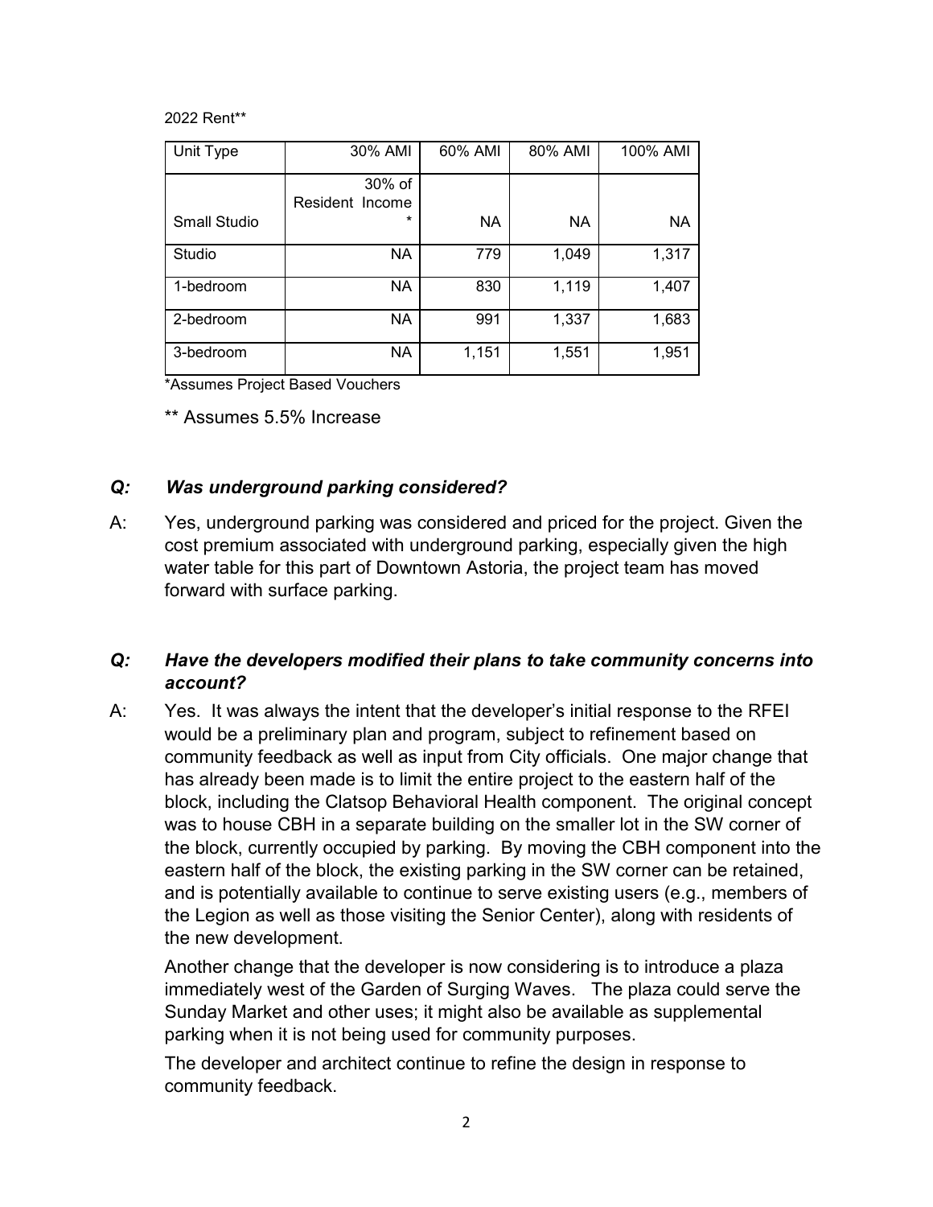2022 Rent**

| Unit Type | 30% AMI | 60% AMI | 80% AMI | 100% AMI |
|---|---|---|---|---|
| Small Studio | 30% of Resident Income * | NA | NA | NA |
| Studio | NA | 779 | 1,049 | 1,317 |
| 1-bedroom | NA | 830 | 1,119 | 1,407 |
| 2-bedroom | NA | 991 | 1,337 | 1,683 |
| 3-bedroom | NA | 1,151 | 1,551 | 1,951 |

*Assumes Project Based Vouchers

** Assumes 5.5% Increase

***Q: Was underground parking considered?***

A: Yes, underground parking was considered and priced for the project. Given the cost premium associated with underground parking, especially given the high water table for this part of Downtown Astoria, the project team has moved forward with surface parking.

***Q: Have the developers modified their plans to take community concerns into account?***

A: Yes. It was always the intent that the developer's initial response to the RFEI would be a preliminary plan and program, subject to refinement based on community feedback as well as input from City officials. One major change that has already been made is to limit the entire project to the eastern half of the block, including the Clatsop Behavioral Health component. The original concept was to house CBH in a separate building on the smaller lot in the SW corner of the block, currently occupied by parking. By moving the CBH component into the eastern half of the block, the existing parking in the SW corner can be retained, and is potentially available to continue to serve existing users (e.g., members of the Legion as well as those visiting the Senior Center), along with residents of the new development.

Another change that the developer is now considering is to introduce a plaza immediately west of the Garden of Surging Waves. The plaza could serve the Sunday Market and other uses; it might also be available as supplemental parking when it is not being used for community purposes.

The developer and architect continue to refine the design in response to community feedback.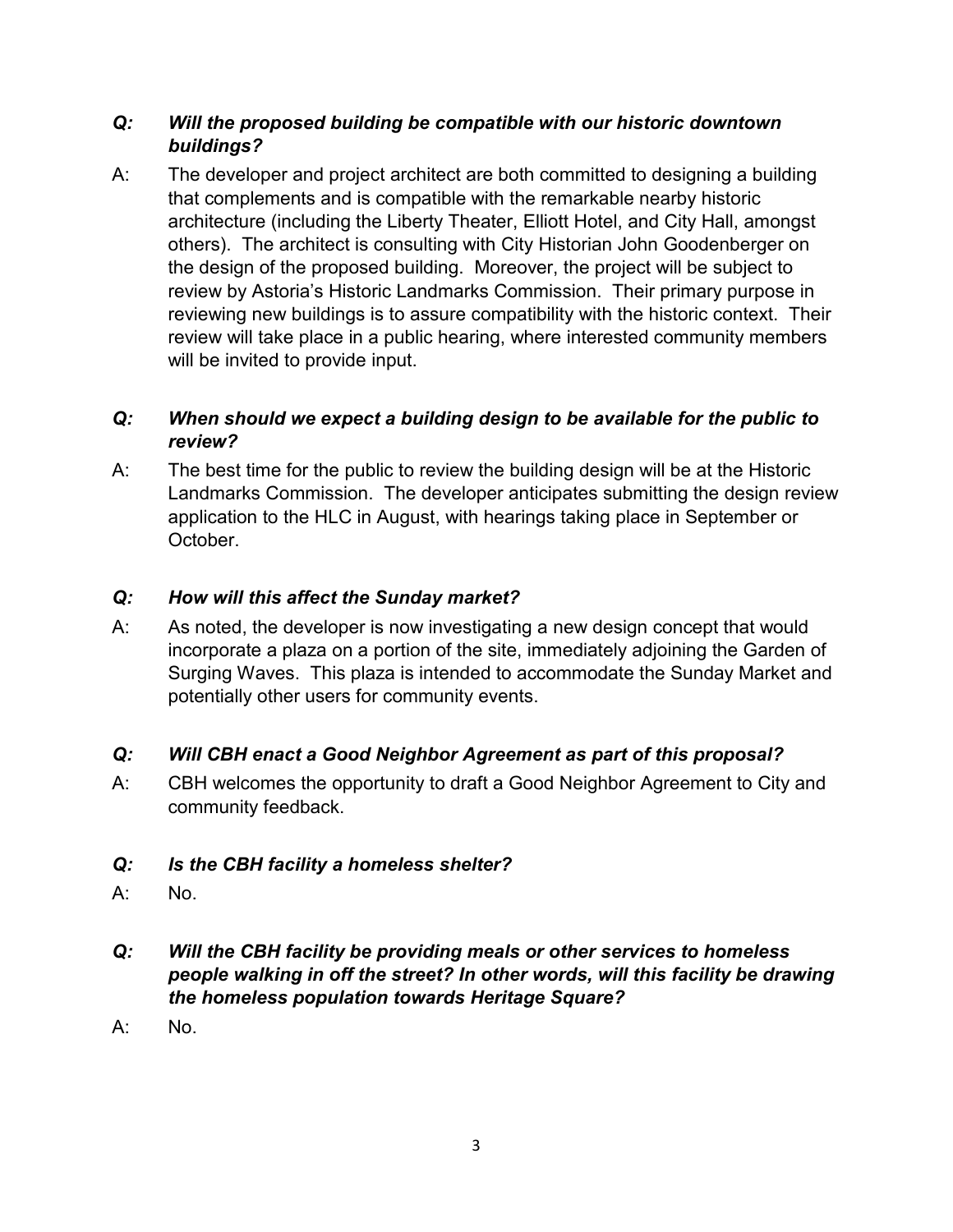***Q: Will the proposed building be compatible with our historic downtown buildings?***

A: The developer and project architect are both committed to designing a building that complements and is compatible with the remarkable nearby historic architecture (including the Liberty Theater, Elliott Hotel, and City Hall, amongst others). The architect is consulting with City Historian John Goodenberger on the design of the proposed building. Moreover, the project will be subject to review by Astoria's Historic Landmarks Commission. Their primary purpose in reviewing new buildings is to assure compatibility with the historic context. Their review will take place in a public hearing, where interested community members will be invited to provide input.

***Q: When should we expect a building design to be available for the public to review?***

A: The best time for the public to review the building design will be at the Historic Landmarks Commission. The developer anticipates submitting the design review application to the HLC in August, with hearings taking place in September or October.

***Q: How will this affect the Sunday market?***

A: As noted, the developer is now investigating a new design concept that would incorporate a plaza on a portion of the site, immediately adjoining the Garden of Surging Waves. This plaza is intended to accommodate the Sunday Market and potentially other users for community events.

***Q: Will CBH enact a Good Neighbor Agreement as part of this proposal?***

A: CBH welcomes the opportunity to draft a Good Neighbor Agreement to City and community feedback.

***Q: Is the CBH facility a homeless shelter?***

A: No.

***Q: Will the CBH facility be providing meals or other services to homeless people walking in off the street? In other words, will this facility be drawing the homeless population towards Heritage Square?***

A: No.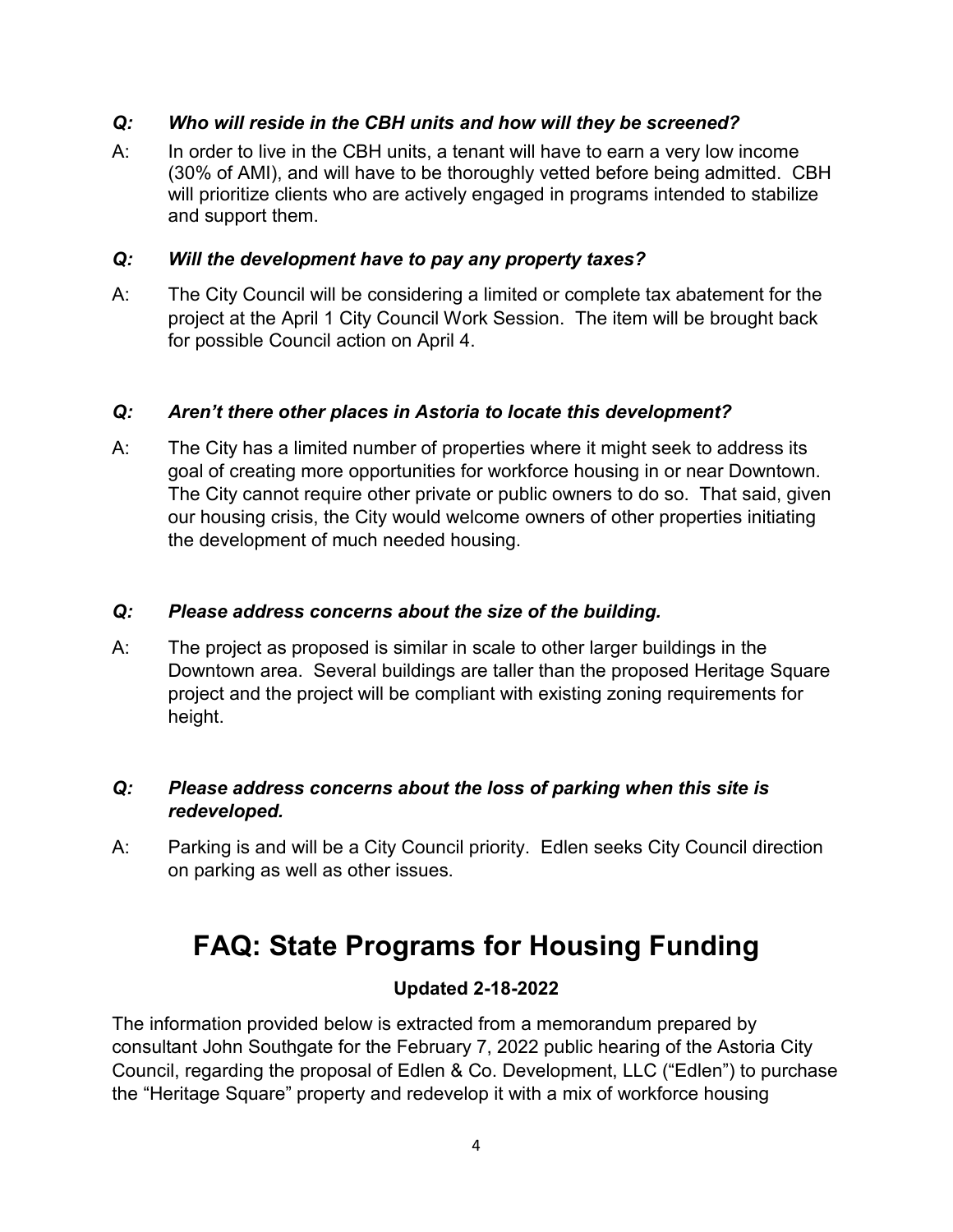***Q: Who will reside in the CBH units and how will they be screened?***

A: In order to live in the CBH units, a tenant will have to earn a very low income (30% of AMI), and will have to be thoroughly vetted before being admitted. CBH will prioritize clients who are actively engaged in programs intended to stabilize and support them.

***Q: Will the development have to pay any property taxes?***

A: The City Council will be considering a limited or complete tax abatement for the project at the April 1 City Council Work Session. The item will be brought back for possible Council action on April 4.

***Q: Aren't there other places in Astoria to locate this development?***

A: The City has a limited number of properties where it might seek to address its goal of creating more opportunities for workforce housing in or near Downtown. The City cannot require other private or public owners to do so. That said, given our housing crisis, the City would welcome owners of other properties initiating the development of much needed housing.

***Q: Please address concerns about the size of the building.***

A: The project as proposed is similar in scale to other larger buildings in the Downtown area. Several buildings are taller than the proposed Heritage Square project and the project will be compliant with existing zoning requirements for height.

***Q: Please address concerns about the loss of parking when this site is redeveloped.***

A: Parking is and will be a City Council priority. Edlen seeks City Council direction on parking as well as other issues.

# FAQ: State Programs for Housing Funding

**Updated 2-18-2022**

The information provided below is extracted from a memorandum prepared by consultant John Southgate for the February 7, 2022 public hearing of the Astoria City Council, regarding the proposal of Edlen & Co. Development, LLC ("Edlen") to purchase the "Heritage Square" property and redevelop it with a mix of workforce housing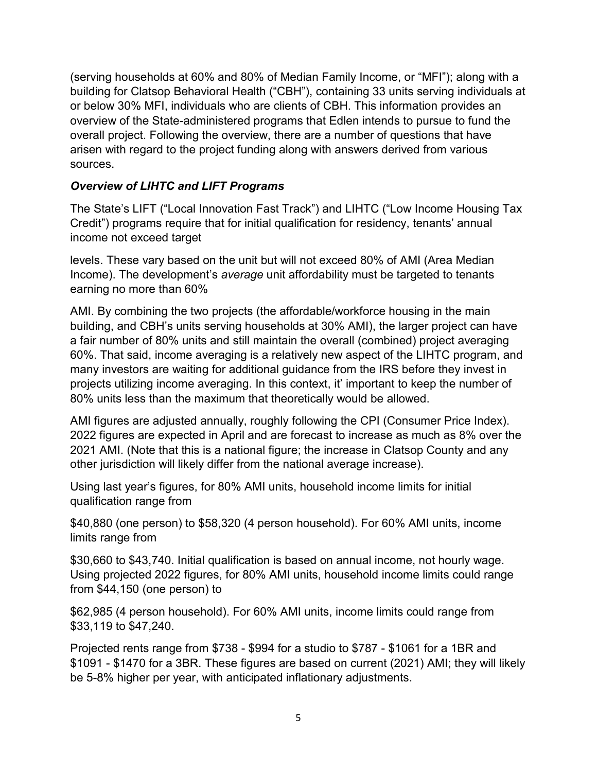(serving households at 60% and 80% of Median Family Income, or "MFI"); along with a building for Clatsop Behavioral Health ("CBH"), containing 33 units serving individuals at or below 30% MFI, individuals who are clients of CBH. This information provides an overview of the State-administered programs that Edlen intends to pursue to fund the overall project. Following the overview, there are a number of questions that have arisen with regard to the project funding along with answers derived from various sources.

### *Overview of LIHTC and LIFT Programs*

The State's LIFT ("Local Innovation Fast Track") and LIHTC ("Low Income Housing Tax Credit") programs require that for initial qualification for residency, tenants' annual income not exceed target

levels. These vary based on the unit but will not exceed 80% of AMI (Area Median Income). The development's *average* unit affordability must be targeted to tenants earning no more than 60%

AMI. By combining the two projects (the affordable/workforce housing in the main building, and CBH's units serving households at 30% AMI), the larger project can have a fair number of 80% units and still maintain the overall (combined) project averaging 60%. That said, income averaging is a relatively new aspect of the LIHTC program, and many investors are waiting for additional guidance from the IRS before they invest in projects utilizing income averaging. In this context, it' important to keep the number of 80% units less than the maximum that theoretically would be allowed.

AMI figures are adjusted annually, roughly following the CPI (Consumer Price Index). 2022 figures are expected in April and are forecast to increase as much as 8% over the 2021 AMI. (Note that this is a national figure; the increase in Clatsop County and any other jurisdiction will likely differ from the national average increase).

Using last year's figures, for 80% AMI units, household income limits for initial qualification range from

$40,880 (one person) to $58,320 (4 person household). For 60% AMI units, income limits range from

$30,660 to $43,740. Initial qualification is based on annual income, not hourly wage. Using projected 2022 figures, for 80% AMI units, household income limits could range from $44,150 (one person) to

$62,985 (4 person household). For 60% AMI units, income limits could range from $33,119 to $47,240.

Projected rents range from $738 - $994 for a studio to $787 - $1061 for a 1BR and $1091 - $1470 for a 3BR. These figures are based on current (2021) AMI; they will likely be 5-8% higher per year, with anticipated inflationary adjustments.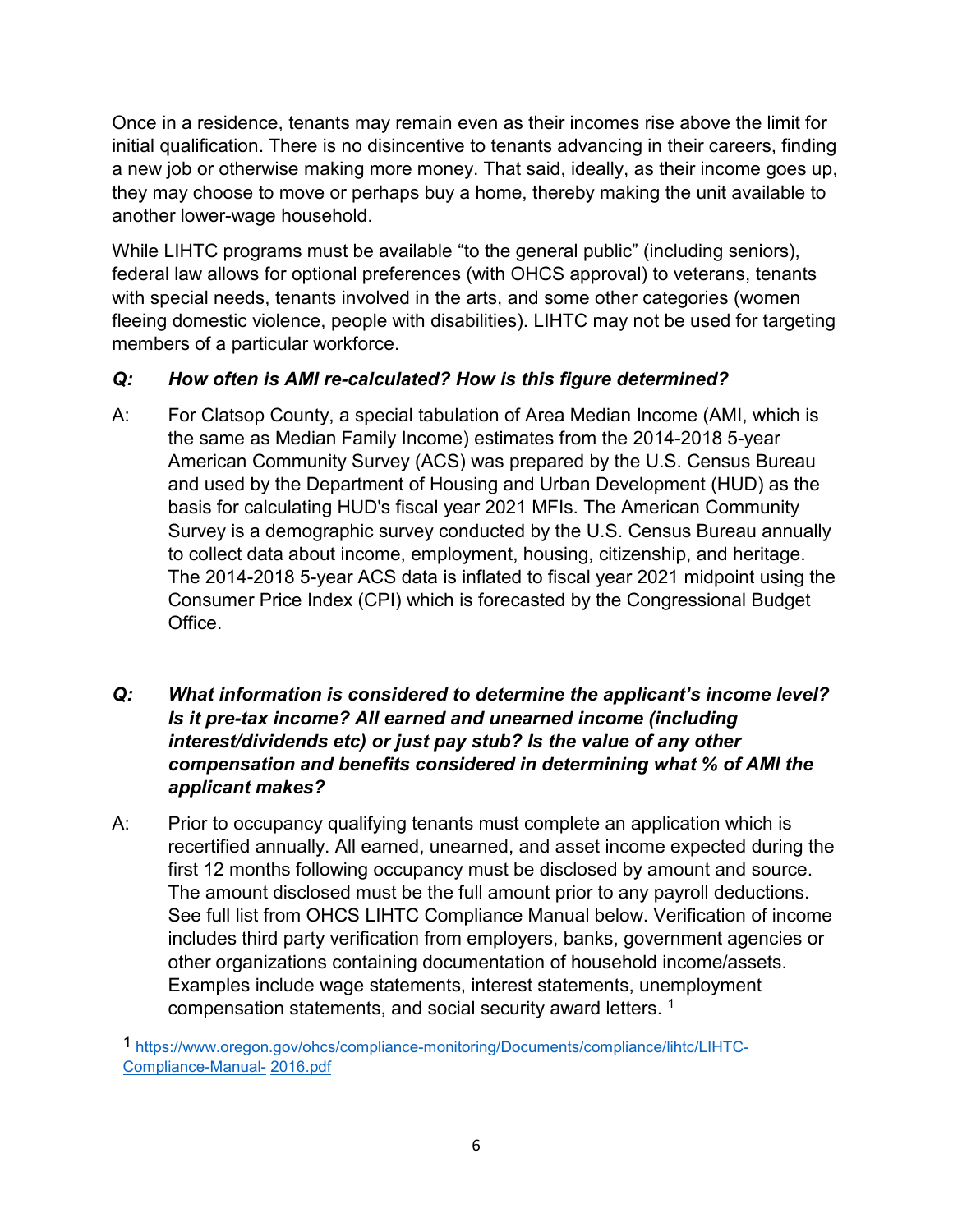Once in a residence, tenants may remain even as their incomes rise above the limit for initial qualification. There is no disincentive to tenants advancing in their careers, finding a new job or otherwise making more money. That said, ideally, as their income goes up, they may choose to move or perhaps buy a home, thereby making the unit available to another lower-wage household.

While LIHTC programs must be available "to the general public" (including seniors), federal law allows for optional preferences (with OHCS approval) to veterans, tenants with special needs, tenants involved in the arts, and some other categories (women fleeing domestic violence, people with disabilities). LIHTC may not be used for targeting members of a particular workforce.

***Q: How often is AMI re-calculated? How is this figure determined?***

A: For Clatsop County, a special tabulation of Area Median Income (AMI, which is the same as Median Family Income) estimates from the 2014-2018 5-year American Community Survey (ACS) was prepared by the U.S. Census Bureau and used by the Department of Housing and Urban Development (HUD) as the basis for calculating HUD's fiscal year 2021 MFIs. The American Community Survey is a demographic survey conducted by the U.S. Census Bureau annually to collect data about income, employment, housing, citizenship, and heritage. The 2014-2018 5-year ACS data is inflated to fiscal year 2021 midpoint using the Consumer Price Index (CPI) which is forecasted by the Congressional Budget Office.

***Q: What information is considered to determine the applicant's income level? Is it pre-tax income? All earned and unearned income (including interest/dividends etc) or just pay stub? Is the value of any other compensation and benefits considered in determining what % of AMI the applicant makes?***

A: Prior to occupancy qualifying tenants must complete an application which is recertified annually. All earned, unearned, and asset income expected during the first 12 months following occupancy must be disclosed by amount and source. The amount disclosed must be the full amount prior to any payroll deductions. See full list from OHCS LIHTC Compliance Manual below. Verification of income includes third party verification from employers, banks, government agencies or other organizations containing documentation of household income/assets. Examples include wage statements, interest statements, unemployment compensation statements, and social security award letters. [1]

[1] https://www.oregon.gov/ohcs/compliance-monitoring/Documents/compliance/lihtc/LIHTC-Compliance-Manual- 2016.pdf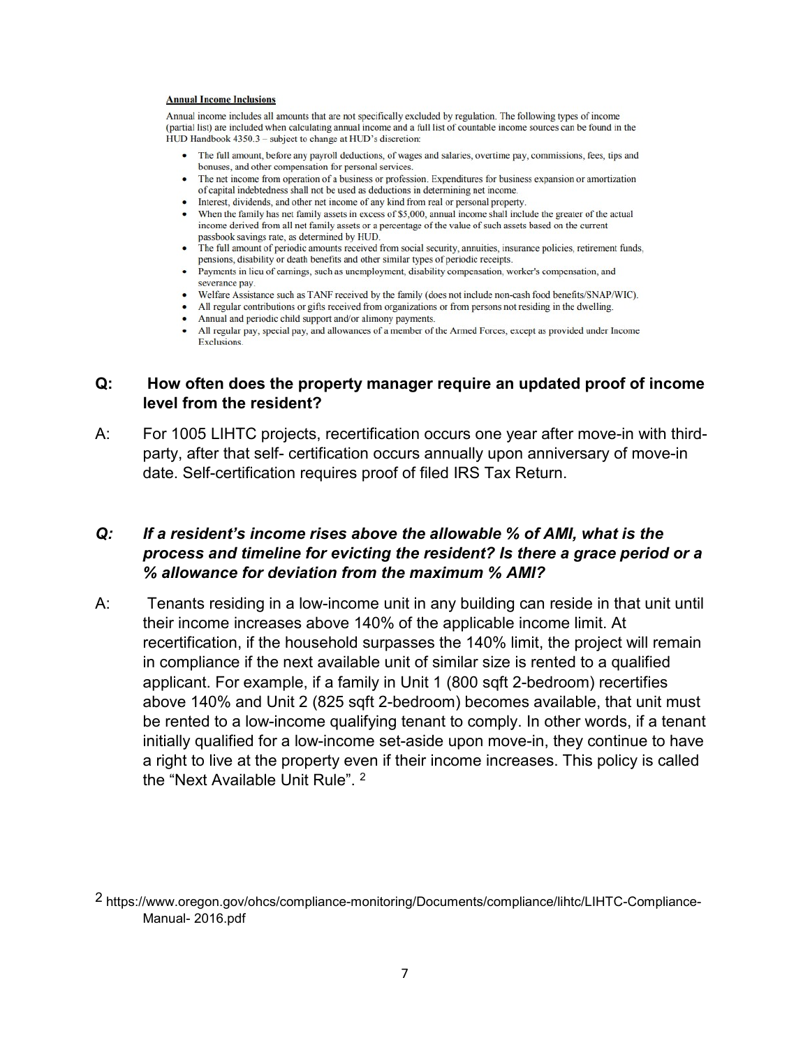**Annual Income Inclusions**

Annual income includes all amounts that are not specifically excluded by regulation. The following types of income (partial list) are included when calculating annual income and a full list of countable income sources can be found in the HUD Handbook 4350.3 – subject to change at HUD's discretion:

- The full amount, before any payroll deductions, of wages and salaries, overtime pay, commissions, fees, tips and bonuses, and other compensation for personal services.
- The net income from operation of a business or profession. Expenditures for business expansion or amortization of capital indebtedness shall not be used as deductions in determining net income.
- Interest, dividends, and other net income of any kind from real or personal property.
- When the family has net family assets in excess of $5,000, annual income shall include the greater of the actual income derived from all net family assets or a percentage of the value of such assets based on the current passbook savings rate, as determined by HUD.
- The full amount of periodic amounts received from social security, annuities, insurance policies, retirement funds, pensions, disability or death benefits and other similar types of periodic receipts.
- Payments in lieu of earnings, such as unemployment, disability compensation, worker's compensation, and severance pay.
- Welfare Assistance such as TANF received by the family (does not include non-cash food benefits/SNAP/WIC).
- All regular contributions or gifts received from organizations or from persons not residing in the dwelling.
- Annual and periodic child support and/or alimony payments.
- All regular pay, special pay, and allowances of a member of the Armed Forces, except as provided under Income Exclusions.

**Q: How often does the property manager require an updated proof of income level from the resident?**

A: For 1005 LIHTC projects, recertification occurs one year after move-in with third-party, after that self- certification occurs annually upon anniversary of move-in date. Self-certification requires proof of filed IRS Tax Return.

***Q: If a resident's income rises above the allowable % of AMI, what is the process and timeline for evicting the resident? Is there a grace period or a % allowance for deviation from the maximum % AMI?***

A: Tenants residing in a low-income unit in any building can reside in that unit until their income increases above 140% of the applicable income limit. At recertification, if the household surpasses the 140% limit, the project will remain in compliance if the next available unit of similar size is rented to a qualified applicant. For example, if a family in Unit 1 (800 sqft 2-bedroom) recertifies above 140% and Unit 2 (825 sqft 2-bedroom) becomes available, that unit must be rented to a low-income qualifying tenant to comply. In other words, if a tenant initially qualified for a low-income set-aside upon move-in, they continue to have a right to live at the property even if their income increases. This policy is called the "Next Available Unit Rule". [2]

[2] https://www.oregon.gov/ohcs/compliance-monitoring/Documents/compliance/lihtc/LIHTC-Compliance-Manual- 2016.pdf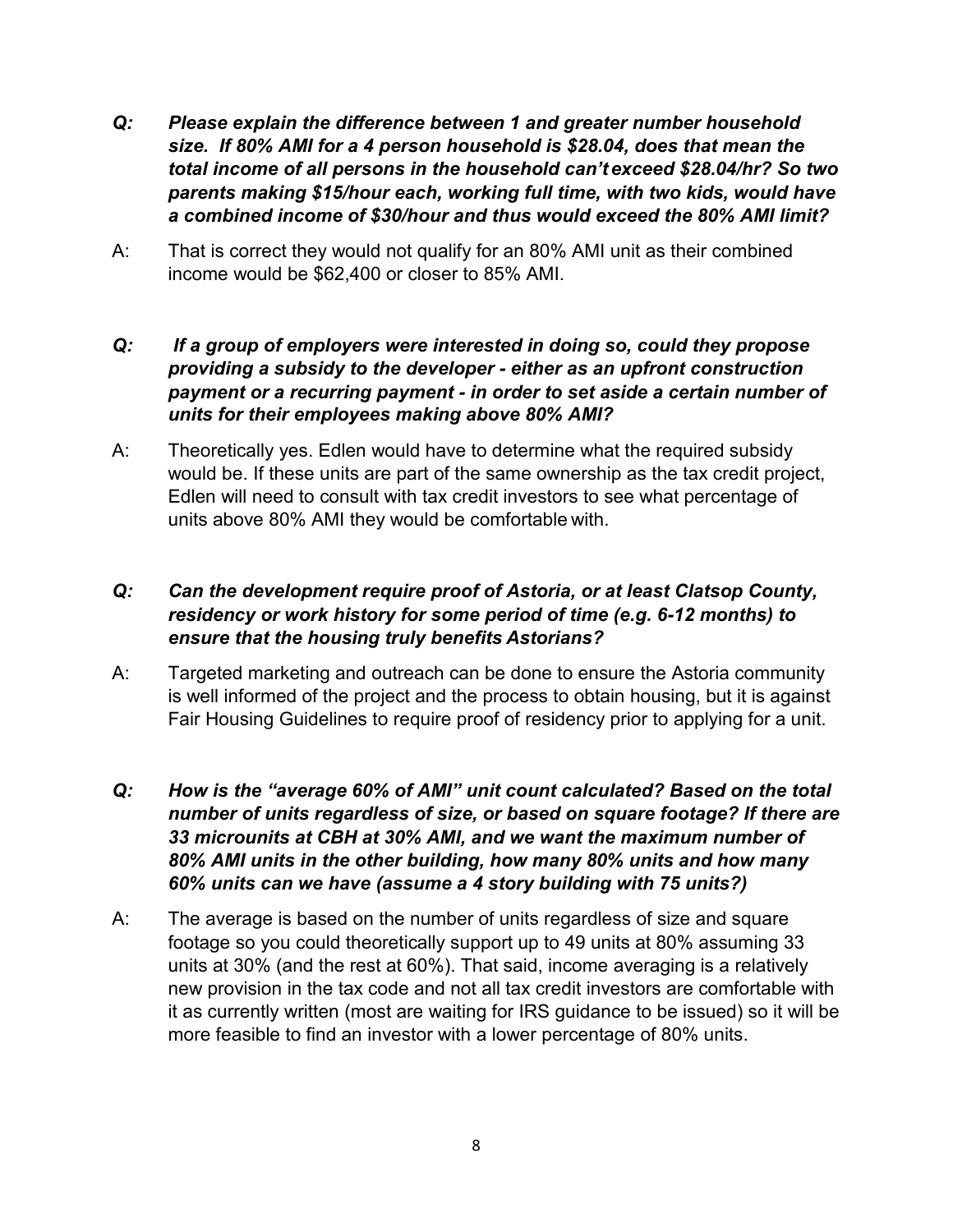***Q: Please explain the difference between 1 and greater number household size. If 80% AMI for a 4 person household is $28.04, does that mean the total income of all persons in the household can't exceed $28.04/hr? So two parents making $15/hour each, working full time, with two kids, would have a combined income of $30/hour and thus would exceed the 80% AMI limit?***

A: That is correct they would not qualify for an 80% AMI unit as their combined income would be $62,400 or closer to 85% AMI.

***Q: If a group of employers were interested in doing so, could they propose providing a subsidy to the developer - either as an upfront construction payment or a recurring payment - in order to set aside a certain number of units for their employees making above 80% AMI?***

A: Theoretically yes. Edlen would have to determine what the required subsidy would be. If these units are part of the same ownership as the tax credit project, Edlen will need to consult with tax credit investors to see what percentage of units above 80% AMI they would be comfortable with.

***Q: Can the development require proof of Astoria, or at least Clatsop County, residency or work history for some period of time (e.g. 6-12 months) to ensure that the housing truly benefits Astorians?***

A: Targeted marketing and outreach can be done to ensure the Astoria community is well informed of the project and the process to obtain housing, but it is against Fair Housing Guidelines to require proof of residency prior to applying for a unit.

***Q: How is the "average 60% of AMI" unit count calculated? Based on the total number of units regardless of size, or based on square footage? If there are 33 microunits at CBH at 30% AMI, and we want the maximum number of 80% AMI units in the other building, how many 80% units and how many 60% units can we have (assume a 4 story building with 75 units?)***

A: The average is based on the number of units regardless of size and square footage so you could theoretically support up to 49 units at 80% assuming 33 units at 30% (and the rest at 60%). That said, income averaging is a relatively new provision in the tax code and not all tax credit investors are comfortable with it as currently written (most are waiting for IRS guidance to be issued) so it will be more feasible to find an investor with a lower percentage of 80% units.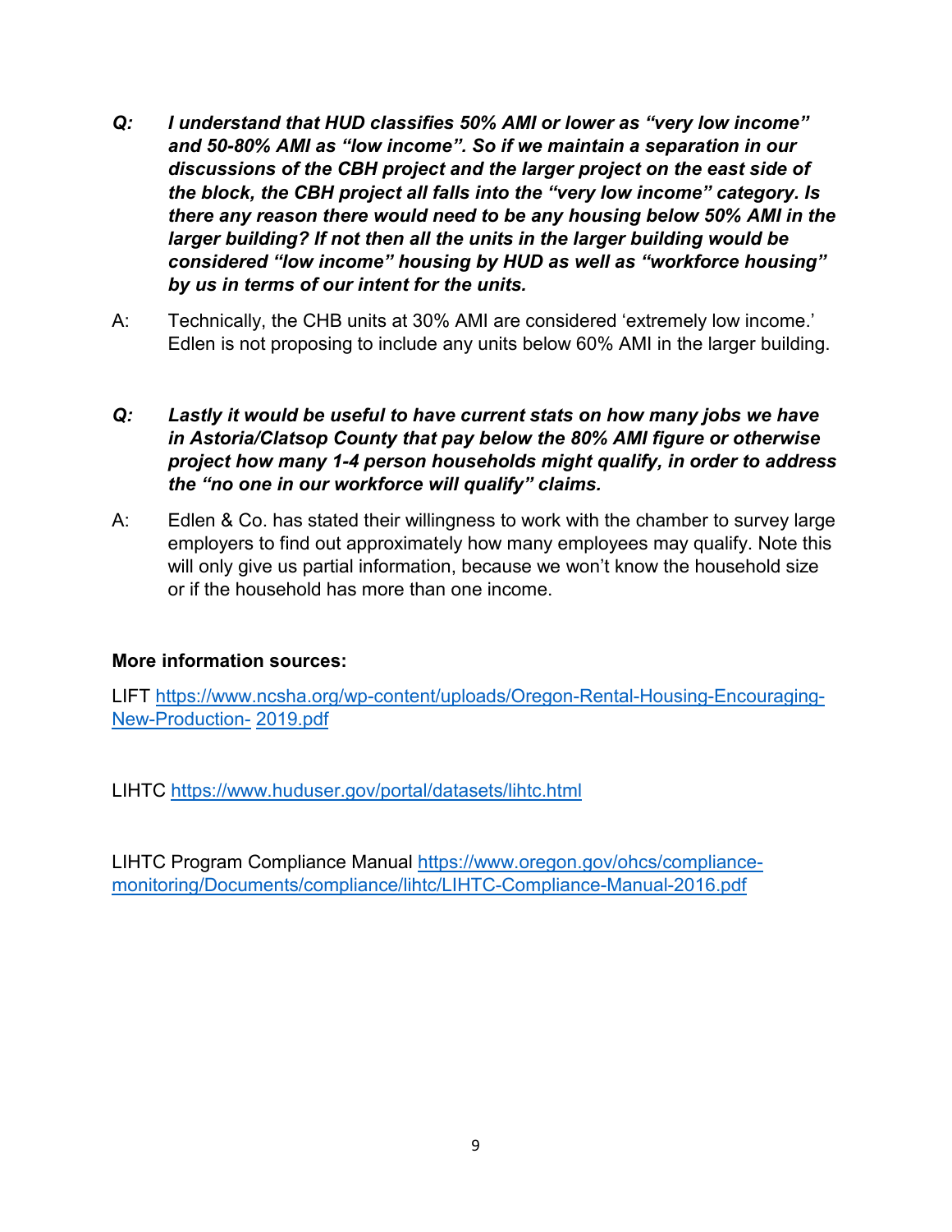***Q:*** ***I understand that HUD classifies 50% AMI or lower as "very low income" and 50-80% AMI as "low income". So if we maintain a separation in our discussions of the CBH project and the larger project on the east side of the block, the CBH project all falls into the "very low income" category. Is there any reason there would need to be any housing below 50% AMI in the larger building? If not then all the units in the larger building would be considered "low income" housing by HUD as well as "workforce housing" by us in terms of our intent for the units.***

A: Technically, the CHB units at 30% AMI are considered 'extremely low income.' Edlen is not proposing to include any units below 60% AMI in the larger building.

***Q:*** ***Lastly it would be useful to have current stats on how many jobs we have in Astoria/Clatsop County that pay below the 80% AMI figure or otherwise project how many 1-4 person households might qualify, in order to address the "no one in our workforce will qualify" claims.***

A: Edlen & Co. has stated their willingness to work with the chamber to survey large employers to find out approximately how many employees may qualify. Note this will only give us partial information, because we won't know the household size or if the household has more than one income.

**More information sources:**

LIFT [https://www.ncsha.org/wp-content/uploads/Oregon-Rental-Housing-Encouraging-New-Production- 2019.pdf](https://www.ncsha.org/wp-content/uploads/Oregon-Rental-Housing-Encouraging-New-Production-2019.pdf)

LIHTC [https://www.huduser.gov/portal/datasets/lihtc.html](https://www.huduser.gov/portal/datasets/lihtc.html)

LIHTC Program Compliance Manual [https://www.oregon.gov/ohcs/compliance-monitoring/Documents/compliance/lihtc/LIHTC-Compliance-Manual-2016.pdf](https://www.oregon.gov/ohcs/compliance-monitoring/Documents/compliance/lihtc/LIHTC-Compliance-Manual-2016.pdf)